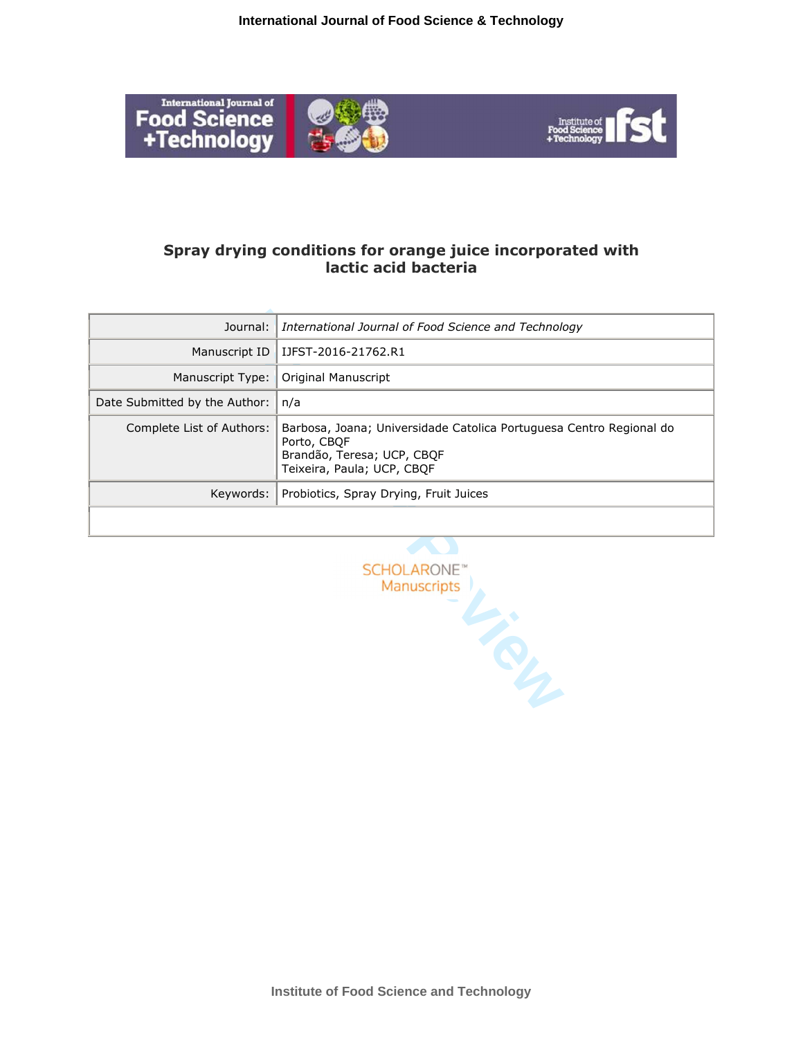# Spray drying conditions for orange juice incorporated with lactic acid bacteria

| | |
|---|---|
| Journal: | *International Journal of Food Science and Technology* |
| Manuscript ID | IJFST-2016-21762.R1 |
| Manuscript Type: | Original Manuscript |
| Date Submitted by the Author: | n/a |
| Complete List of Authors: | Barbosa, Joana; Universidade Catolica Portuguesa Centro Regional do Porto, CBQF<br>Brandão, Teresa; UCP, CBQF<br>Teixeira, Paula; UCP, CBQF |
| Keywords: | Probiotics, Spray Drying, Fruit Juices |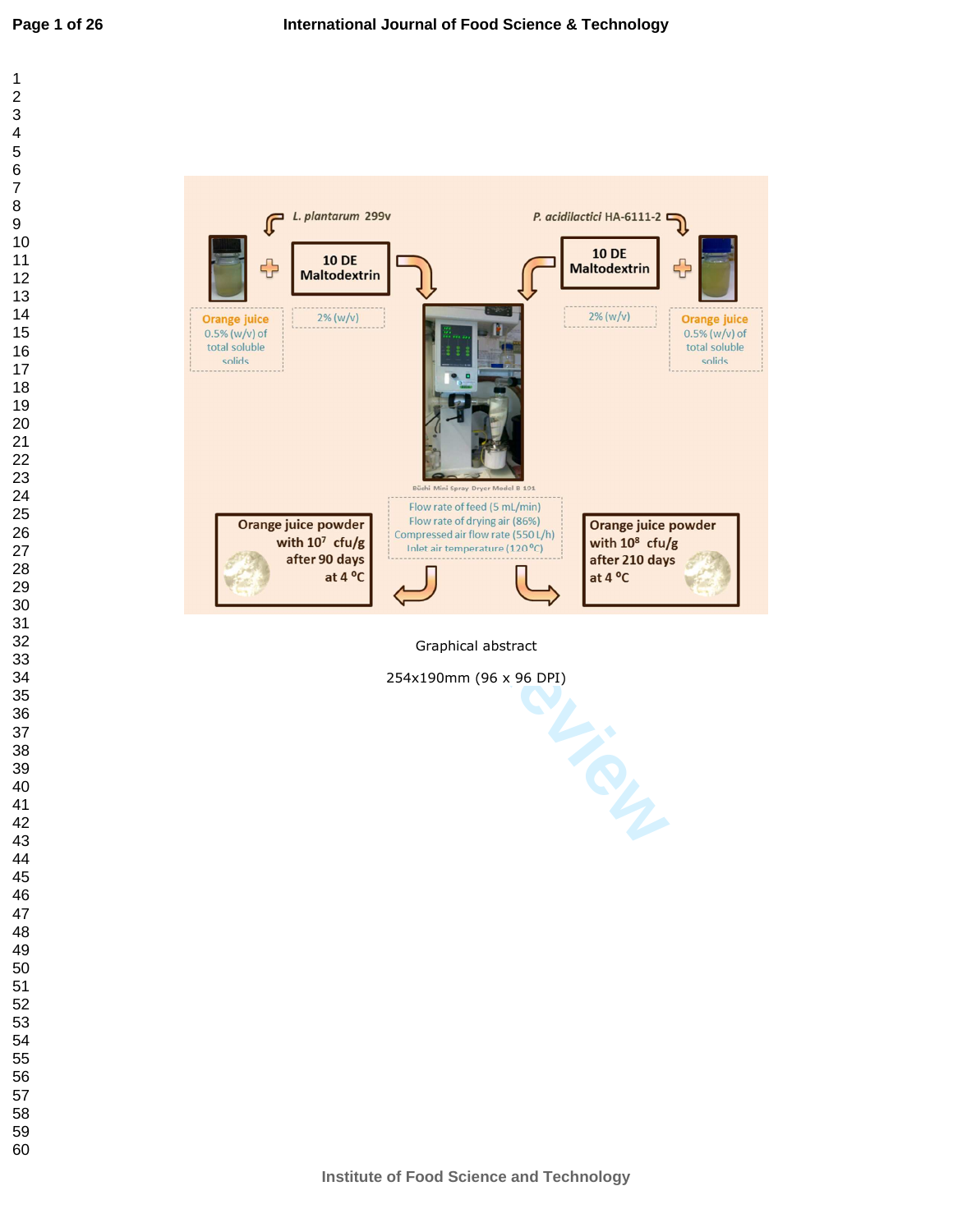L. plantarum 299v

P. acidilactici HA-6111-2

10 DE Maltodextrin

10 DE Maltodextrin

Orange juice 0.5% (w/v) of total soluble solids

2% (w/v)

2% (w/v)

Orange juice 0.5% (w/v) of total soluble solids

Büchi Mini Spray Dryer Model B 191

Flow rate of feed (5 mL/min)
Flow rate of drying air (86%)
Compressed air flow rate (550 L/h)
Inlet air temperature (120 °C)

Orange juice powder with $10^7$ cfu/g after 90 days at 4 °C

Orange juice powder with $10^8$ cfu/g after 210 days at 4 °C

Graphical abstract

254x190mm (96 x 96 DPI)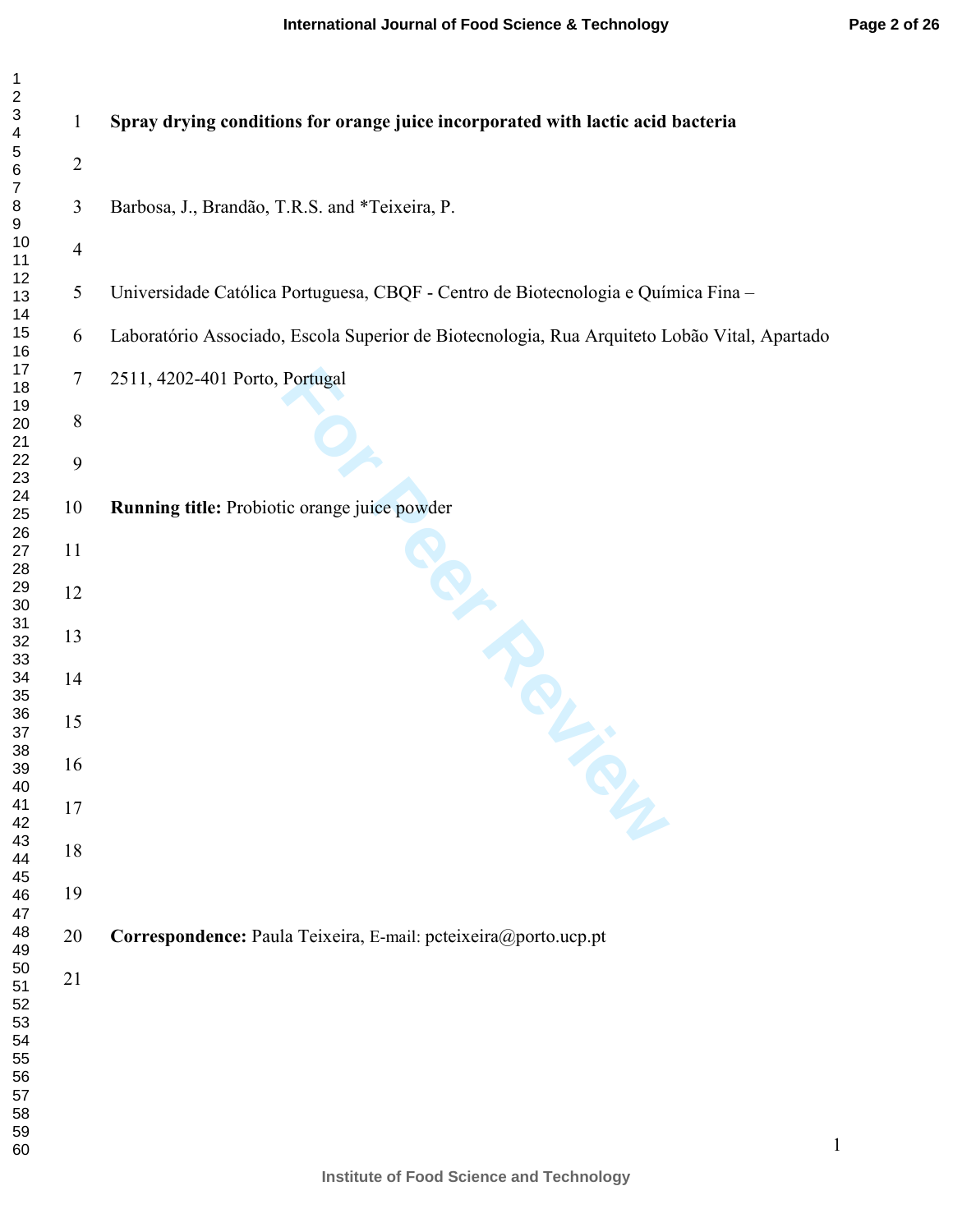# Spray drying conditions for orange juice incorporated with lactic acid bacteria

Barbosa, J., Brandão, T.R.S. and *Teixeira, P.

Universidade Católica Portuguesa, CBQF - Centro de Biotecnologia e Química Fina – Laboratório Associado, Escola Superior de Biotecnologia, Rua Arquiteto Lobão Vital, Apartado 2511, 4202-401 Porto, Portugal

**Running title:** Probiotic orange juice powder

**Correspondence:** Paula Teixeira, E-mail: pcteixeira@porto.ucp.pt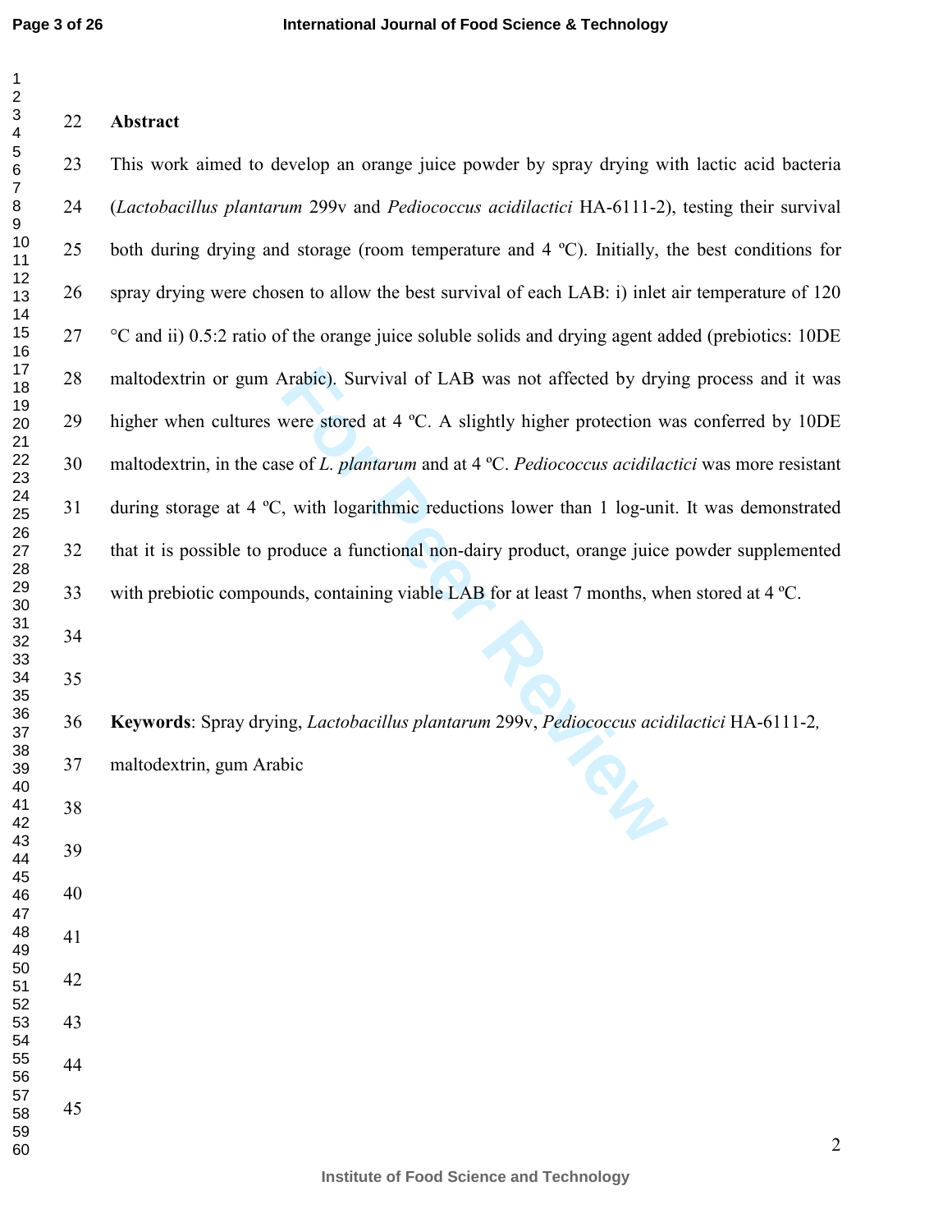## Abstract

This work aimed to develop an orange juice powder by spray drying with lactic acid bacteria (*Lactobacillus plantarum* 299v and *Pediococcus acidilactici* HA-6111-2), testing their survival both during drying and storage (room temperature and 4 ºC). Initially, the best conditions for spray drying were chosen to allow the best survival of each LAB: i) inlet air temperature of 120 °C and ii) 0.5:2 ratio of the orange juice soluble solids and drying agent added (prebiotics: 10DE maltodextrin or gum Arabic). Survival of LAB was not affected by drying process and it was higher when cultures were stored at 4 ºC. A slightly higher protection was conferred by 10DE maltodextrin, in the case of *L. plantarum* and at 4 ºC. *Pediococcus acidilactici* was more resistant during storage at 4 ºC, with logarithmic reductions lower than 1 log-unit. It was demonstrated that it is possible to produce a functional non-dairy product, orange juice powder supplemented with prebiotic compounds, containing viable LAB for at least 7 months, when stored at 4 ºC.

**Keywords**: Spray drying, *Lactobacillus plantarum* 299v, *Pediococcus acidilactici* HA-6111-2, maltodextrin, gum Arabic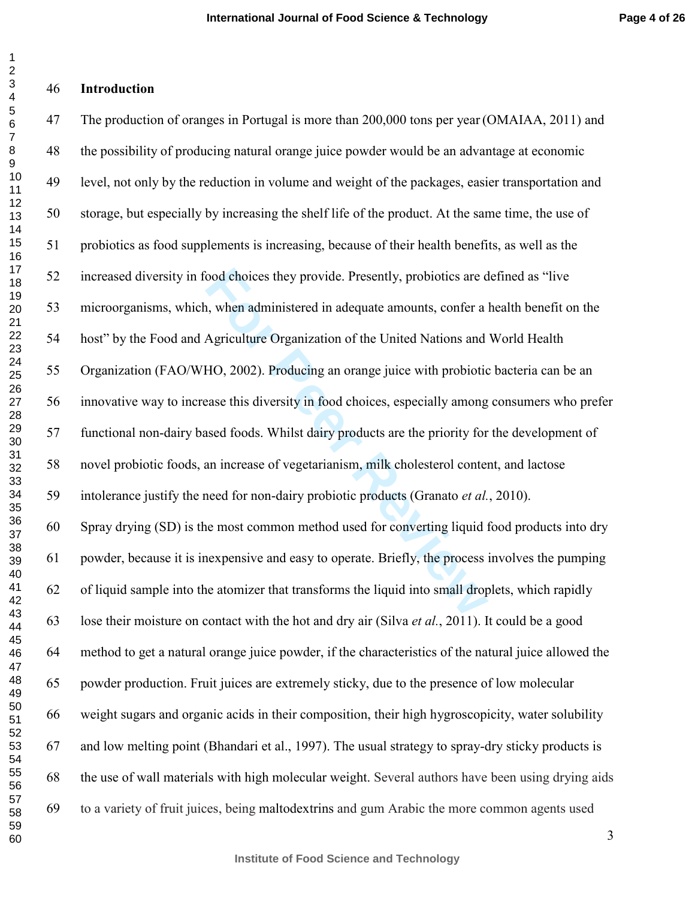## Introduction

The production of oranges in Portugal is more than 200,000 tons per year (OMAIAA, 2011) and the possibility of producing natural orange juice powder would be an advantage at economic level, not only by the reduction in volume and weight of the packages, easier transportation and storage, but especially by increasing the shelf life of the product. At the same time, the use of probiotics as food supplements is increasing, because of their health benefits, as well as the increased diversity in food choices they provide. Presently, probiotics are defined as "live microorganisms, which, when administered in adequate amounts, confer a health benefit on the host" by the Food and Agriculture Organization of the United Nations and World Health Organization (FAO/WHO, 2002). Producing an orange juice with probiotic bacteria can be an innovative way to increase this diversity in food choices, especially among consumers who prefer functional non-dairy based foods. Whilst dairy products are the priority for the development of novel probiotic foods, an increase of vegetarianism, milk cholesterol content, and lactose intolerance justify the need for non-dairy probiotic products (Granato *et al.*, 2010).

Spray drying (SD) is the most common method used for converting liquid food products into dry powder, because it is inexpensive and easy to operate. Briefly, the process involves the pumping of liquid sample into the atomizer that transforms the liquid into small droplets, which rapidly lose their moisture on contact with the hot and dry air (Silva *et al.*, 2011). It could be a good method to get a natural orange juice powder, if the characteristics of the natural juice allowed the powder production. Fruit juices are extremely sticky, due to the presence of low molecular weight sugars and organic acids in their composition, their high hygroscopicity, water solubility and low melting point (Bhandari et al., 1997). The usual strategy to spray-dry sticky products is the use of wall materials with high molecular weight. Several authors have been using drying aids to a variety of fruit juices, being maltodextrins and gum Arabic the more common agents used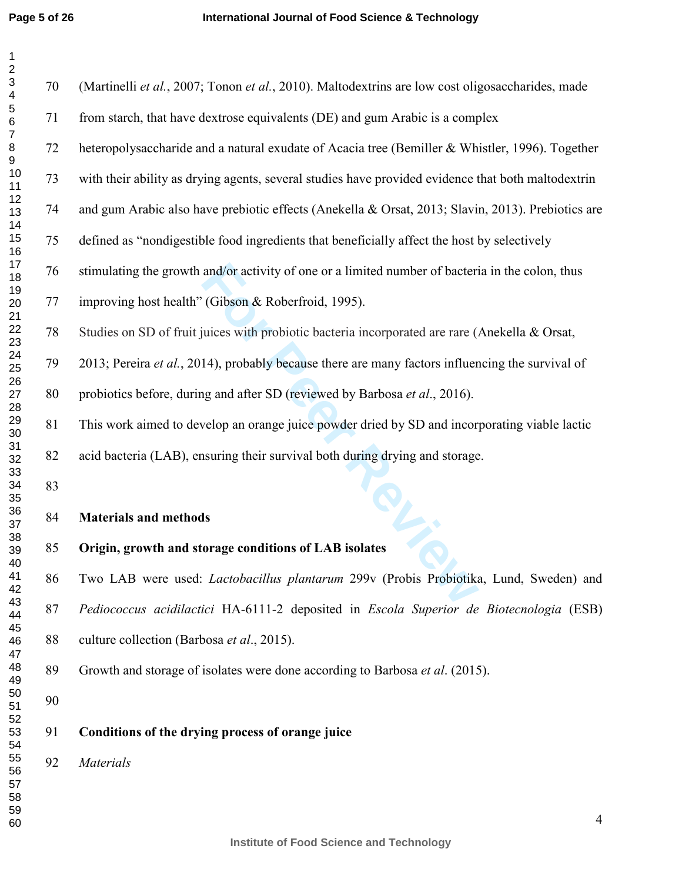(Martinelli *et al.*, 2007; Tonon *et al.*, 2010). Maltodextrins are low cost oligosaccharides, made from starch, that have dextrose equivalents (DE) and gum Arabic is a complex heteropolysaccharide and a natural exudate of Acacia tree (Bemiller & Whistler, 1996). Together with their ability as drying agents, several studies have provided evidence that both maltodextrin and gum Arabic also have prebiotic effects (Anekella & Orsat, 2013; Slavin, 2013). Prebiotics are defined as "nondigestible food ingredients that beneficially affect the host by selectively stimulating the growth and/or activity of one or a limited number of bacteria in the colon, thus improving host health" (Gibson & Roberfroid, 1995).

Studies on SD of fruit juices with probiotic bacteria incorporated are rare (Anekella & Orsat, 2013; Pereira *et al.*, 2014), probably because there are many factors influencing the survival of probiotics before, during and after SD (reviewed by Barbosa *et al*., 2016).

This work aimed to develop an orange juice powder dried by SD and incorporating viable lactic acid bacteria (LAB), ensuring their survival both during drying and storage.

## Materials and methods

### Origin, growth and storage conditions of LAB isolates

Two LAB were used: *Lactobacillus plantarum* 299v (Probis Probiotika, Lund, Sweden) and *Pediococcus acidilactici* HA-6111-2 deposited in *Escola Superior de Biotecnologia* (ESB) culture collection (Barbosa *et al*., 2015).

Growth and storage of isolates were done according to Barbosa *et al*. (2015).

### Conditions of the drying process of orange juice

*Materials*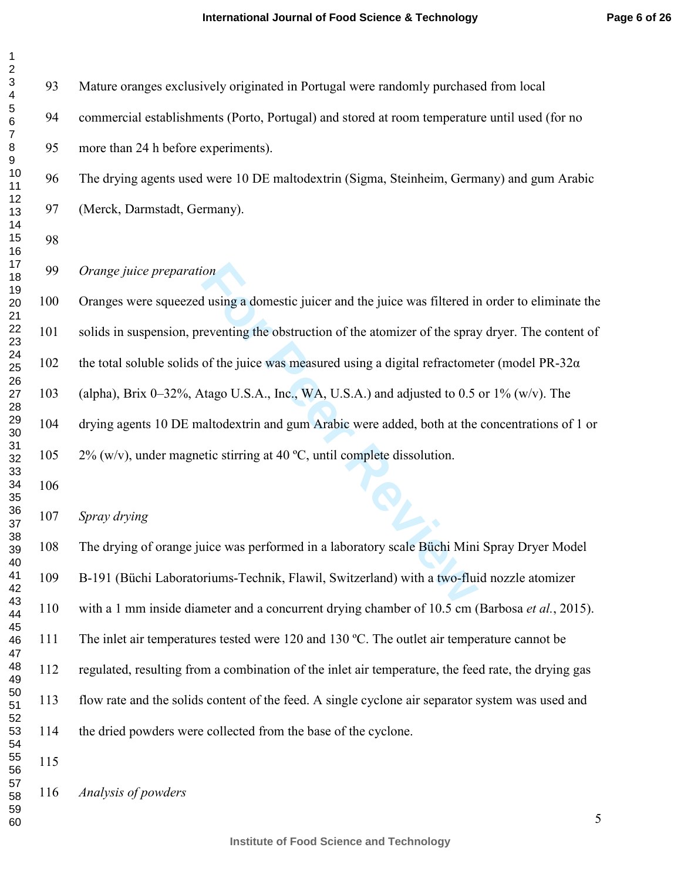Mature oranges exclusively originated in Portugal were randomly purchased from local commercial establishments (Porto, Portugal) and stored at room temperature until used (for no more than 24 h before experiments).

The drying agents used were 10 DE maltodextrin (Sigma, Steinheim, Germany) and gum Arabic (Merck, Darmstadt, Germany).

*Orange juice preparation*

Oranges were squeezed using a domestic juicer and the juice was filtered in order to eliminate the solids in suspension, preventing the obstruction of the atomizer of the spray dryer. The content of the total soluble solids of the juice was measured using a digital refractometer (model PR-32α (alpha), Brix 0–32%, Atago U.S.A., Inc., WA, U.S.A.) and adjusted to 0.5 or 1% (w/v). The drying agents 10 DE maltodextrin and gum Arabic were added, both at the concentrations of 1 or 2% (w/v), under magnetic stirring at 40 ºC, until complete dissolution.

*Spray drying*

The drying of orange juice was performed in a laboratory scale Büchi Mini Spray Dryer Model B-191 (Büchi Laboratoriums-Technik, Flawil, Switzerland) with a two-fluid nozzle atomizer with a 1 mm inside diameter and a concurrent drying chamber of 10.5 cm (Barbosa *et al.*, 2015). The inlet air temperatures tested were 120 and 130 ºC. The outlet air temperature cannot be regulated, resulting from a combination of the inlet air temperature, the feed rate, the drying gas flow rate and the solids content of the feed. A single cyclone air separator system was used and the dried powders were collected from the base of the cyclone.

*Analysis of powders*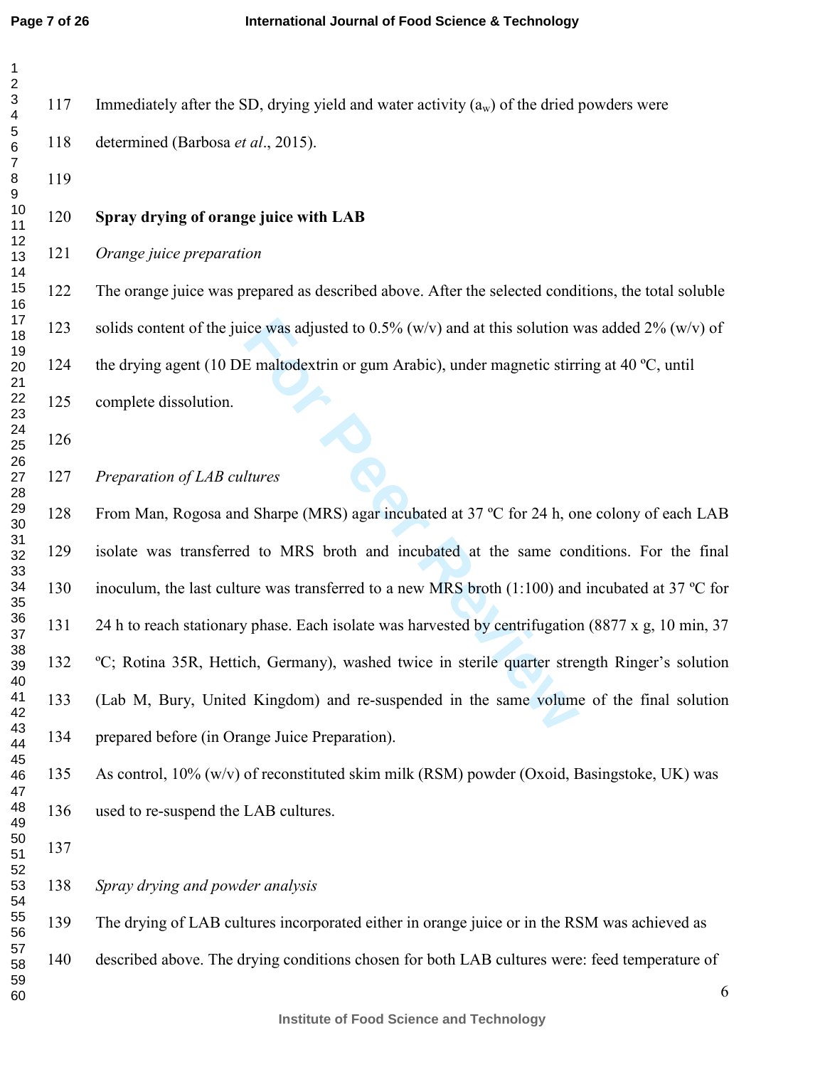Immediately after the SD, drying yield and water activity ($a_w$) of the dried powders were determined (Barbosa *et al*., 2015).

## Spray drying of orange juice with LAB

### *Orange juice preparation*

The orange juice was prepared as described above. After the selected conditions, the total soluble solids content of the juice was adjusted to 0.5% (w/v) and at this solution was added 2% (w/v) of the drying agent (10 DE maltodextrin or gum Arabic), under magnetic stirring at 40 ºC, until complete dissolution.

### *Preparation of LAB cultures*

From Man, Rogosa and Sharpe (MRS) agar incubated at 37 ºC for 24 h, one colony of each LAB isolate was transferred to MRS broth and incubated at the same conditions. For the final inoculum, the last culture was transferred to a new MRS broth (1:100) and incubated at 37 ºC for 24 h to reach stationary phase. Each isolate was harvested by centrifugation (8877 x g, 10 min, 37 ºC; Rotina 35R, Hettich, Germany), washed twice in sterile quarter strength Ringer's solution (Lab M, Bury, United Kingdom) and re-suspended in the same volume of the final solution prepared before (in Orange Juice Preparation).

As control, 10% (w/v) of reconstituted skim milk (RSM) powder (Oxoid, Basingstoke, UK) was used to re-suspend the LAB cultures.

### *Spray drying and powder analysis*

The drying of LAB cultures incorporated either in orange juice or in the RSM was achieved as described above. The drying conditions chosen for both LAB cultures were: feed temperature of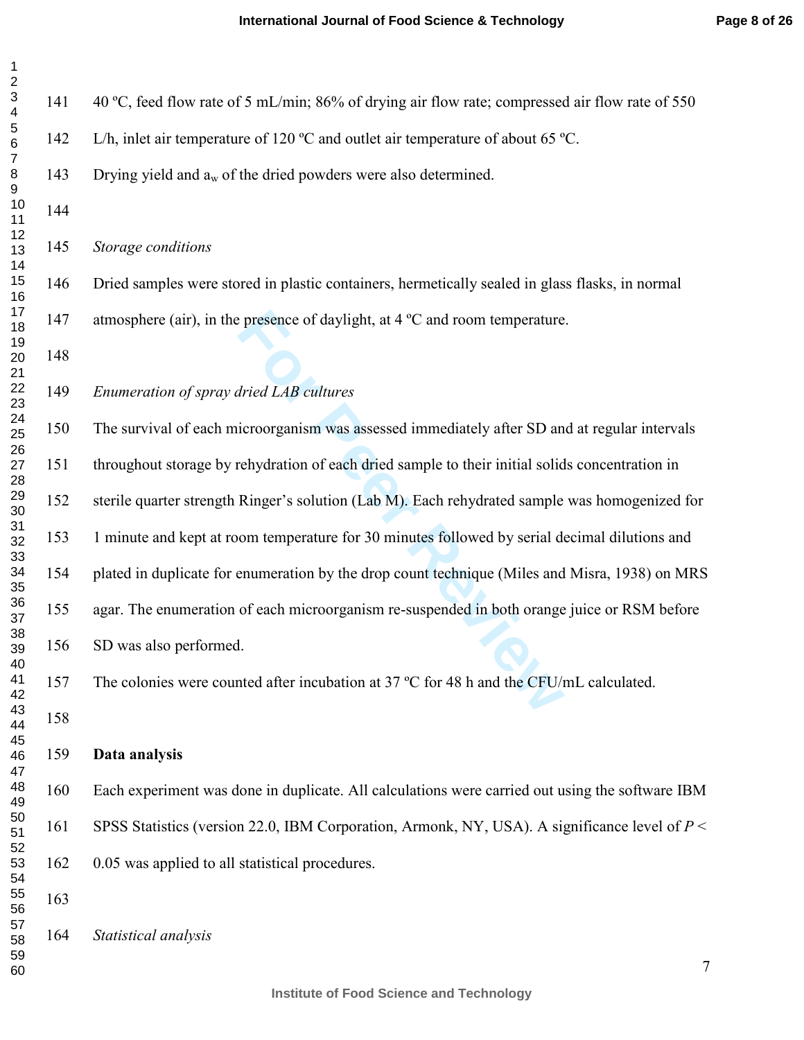40 ºC, feed flow rate of 5 mL/min; 86% of drying air flow rate; compressed air flow rate of 550 L/h, inlet air temperature of 120 ºC and outlet air temperature of about 65 ºC. Drying yield and $a_w$ of the dried powders were also determined.

*Storage conditions*

Dried samples were stored in plastic containers, hermetically sealed in glass flasks, in normal atmosphere (air), in the presence of daylight, at 4 ºC and room temperature.

*Enumeration of spray dried LAB cultures*

The survival of each microorganism was assessed immediately after SD and at regular intervals throughout storage by rehydration of each dried sample to their initial solids concentration in sterile quarter strength Ringer's solution (Lab M). Each rehydrated sample was homogenized for 1 minute and kept at room temperature for 30 minutes followed by serial decimal dilutions and plated in duplicate for enumeration by the drop count technique (Miles and Misra, 1938) on MRS agar. The enumeration of each microorganism re-suspended in both orange juice or RSM before SD was also performed.

The colonies were counted after incubation at 37 ºC for 48 h and the CFU/mL calculated.

**Data analysis**

Each experiment was done in duplicate. All calculations were carried out using the software IBM SPSS Statistics (version 22.0, IBM Corporation, Armonk, NY, USA). A significance level of $P < 0.05$ was applied to all statistical procedures.

*Statistical analysis*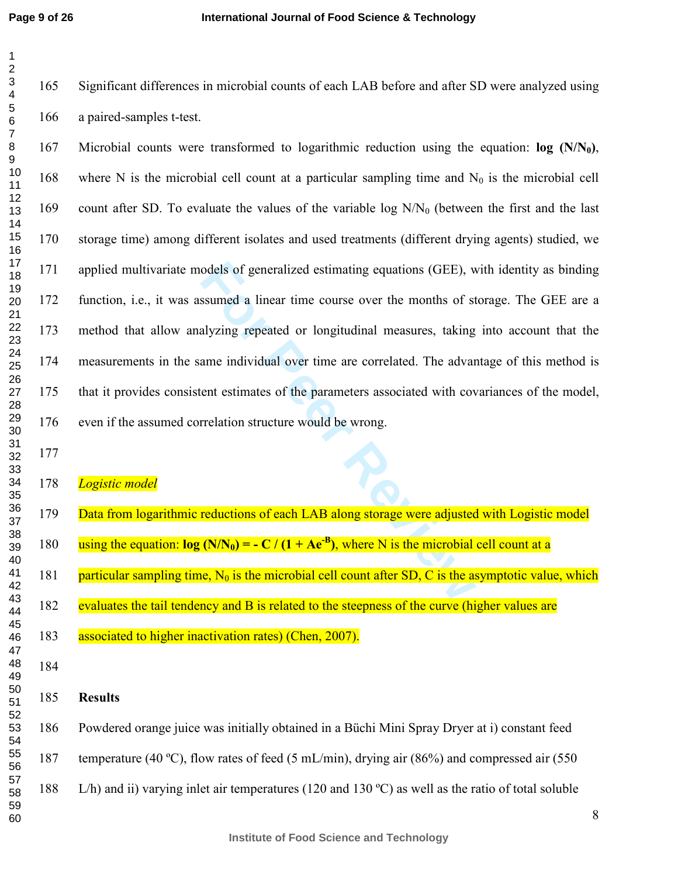Significant differences in microbial counts of each LAB before and after SD were analyzed using a paired-samples t-test.

Microbial counts were transformed to logarithmic reduction using the equation: **log ($N/N_0$)**, where N is the microbial cell count at a particular sampling time and $N_0$ is the microbial cell count after SD. To evaluate the values of the variable log $N/N_0$ (between the first and the last storage time) among different isolates and used treatments (different drying agents) studied, we applied multivariate models of generalized estimating equations (GEE), with identity as binding function, i.e., it was assumed a linear time course over the months of storage. The GEE are a method that allow analyzing repeated or longitudinal measures, taking into account that the measurements in the same individual over time are correlated. The advantage of this method is that it provides consistent estimates of the parameters associated with covariances of the model, even if the assumed correlation structure would be wrong.

*Logistic model*

Data from logarithmic reductions of each LAB along storage were adjusted with Logistic model using the equation: $\log (N/N_0) = - C / (1 + Ae^{-B})$, where N is the microbial cell count at a particular sampling time, $N_0$ is the microbial cell count after SD, C is the asymptotic value, which evaluates the tail tendency and B is related to the steepness of the curve (higher values are associated to higher inactivation rates) (Chen, 2007).

## Results

Powdered orange juice was initially obtained in a Büchi Mini Spray Dryer at i) constant feed temperature (40 ºC), flow rates of feed (5 mL/min), drying air (86%) and compressed air (550 L/h) and ii) varying inlet air temperatures (120 and 130 ºC) as well as the ratio of total soluble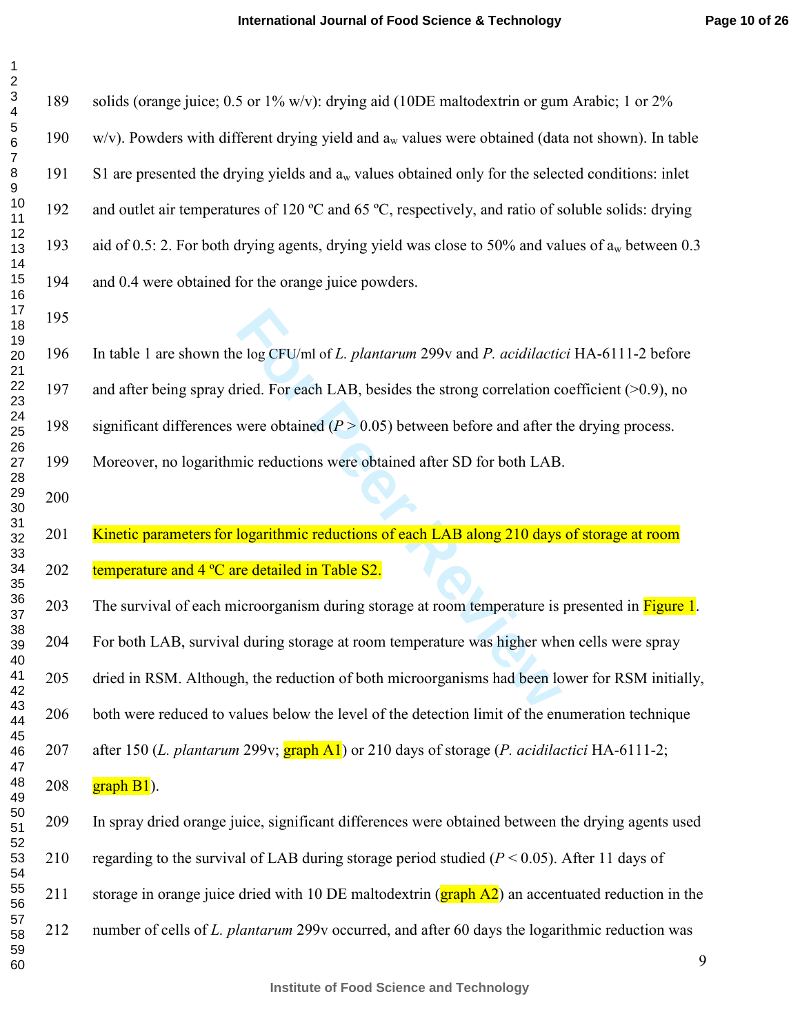solids (orange juice; 0.5 or 1% w/v): drying aid (10DE maltodextrin or gum Arabic; 1 or 2% w/v). Powders with different drying yield and $a_w$ values were obtained (data not shown). In table S1 are presented the drying yields and $a_w$ values obtained only for the selected conditions: inlet and outlet air temperatures of 120 ºC and 65 ºC, respectively, and ratio of soluble solids: drying aid of 0.5: 2. For both drying agents, drying yield was close to 50% and values of $a_w$ between 0.3 and 0.4 were obtained for the orange juice powders.

In table 1 are shown the log CFU/ml of *L. plantarum* 299v and *P. acidilactici* HA-6111-2 before and after being spray dried. For each LAB, besides the strong correlation coefficient (>0.9), no significant differences were obtained ($P > 0.05$) between before and after the drying process. Moreover, no logarithmic reductions were obtained after SD for both LAB.

Kinetic parameters for logarithmic reductions of each LAB along 210 days of storage at room temperature and 4 ºC are detailed in Table S2.

The survival of each microorganism during storage at room temperature is presented in Figure 1. For both LAB, survival during storage at room temperature was higher when cells were spray dried in RSM. Although, the reduction of both microorganisms had been lower for RSM initially, both were reduced to values below the level of the detection limit of the enumeration technique after 150 (*L. plantarum* 299v; graph A1) or 210 days of storage (*P. acidilactici* HA-6111-2; graph B1).

In spray dried orange juice, significant differences were obtained between the drying agents used regarding to the survival of LAB during storage period studied ($P < 0.05$). After 11 days of storage in orange juice dried with 10 DE maltodextrin (graph A2) an accentuated reduction in the number of cells of *L. plantarum* 299v occurred, and after 60 days the logarithmic reduction was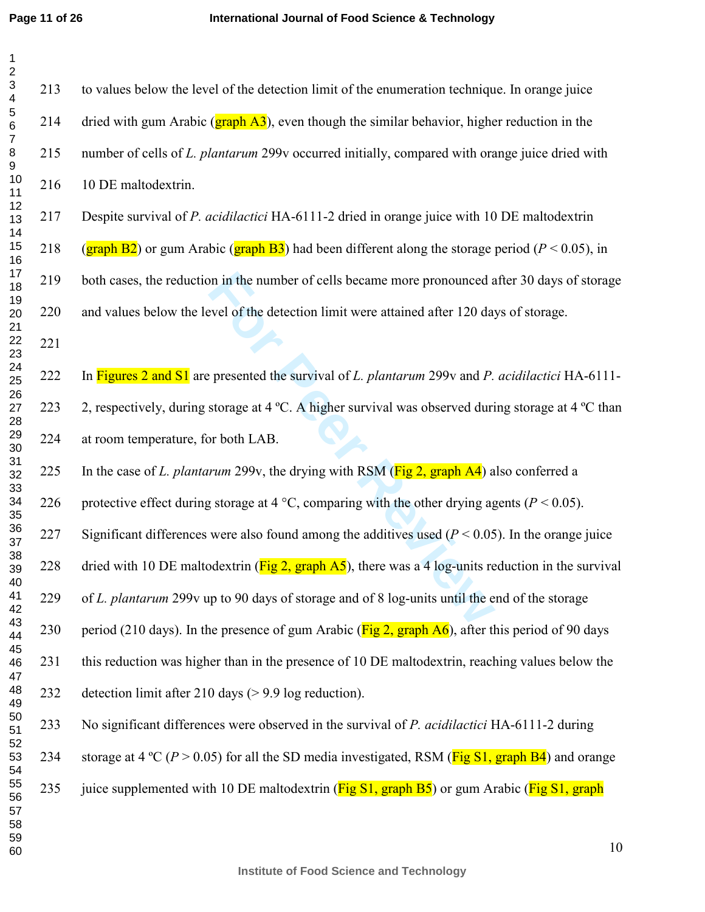to values below the level of the detection limit of the enumeration technique. In orange juice dried with gum Arabic (graph A3), even though the similar behavior, higher reduction in the number of cells of *L. plantarum* 299v occurred initially, compared with orange juice dried with 10 DE maltodextrin.

Despite survival of *P. acidilactici* HA-6111-2 dried in orange juice with 10 DE maltodextrin (graph B2) or gum Arabic (graph B3) had been different along the storage period ($P < 0.05$), in both cases, the reduction in the number of cells became more pronounced after 30 days of storage and values below the level of the detection limit were attained after 120 days of storage.

In Figures 2 and S1 are presented the survival of *L. plantarum* 299v and *P. acidilactici* HA-6111-2, respectively, during storage at 4 ºC. A higher survival was observed during storage at 4 ºC than at room temperature, for both LAB.

In the case of *L. plantarum* 299v, the drying with RSM (Fig 2, graph A4) also conferred a protective effect during storage at 4 °C, comparing with the other drying agents ($P < 0.05$). Significant differences were also found among the additives used ($P < 0.05$). In the orange juice dried with 10 DE maltodextrin (Fig 2, graph A5), there was a 4 log-units reduction in the survival of *L. plantarum* 299v up to 90 days of storage and of 8 log-units until the end of the storage period (210 days). In the presence of gum Arabic (Fig 2, graph A6), after this period of 90 days this reduction was higher than in the presence of 10 DE maltodextrin, reaching values below the detection limit after 210 days (> 9.9 log reduction).

No significant differences were observed in the survival of *P. acidilactici* HA-6111-2 during storage at 4 ºC ($P > 0.05$) for all the SD media investigated, RSM (Fig S1, graph B4) and orange juice supplemented with 10 DE maltodextrin (Fig S1, graph B5) or gum Arabic (Fig S1, graph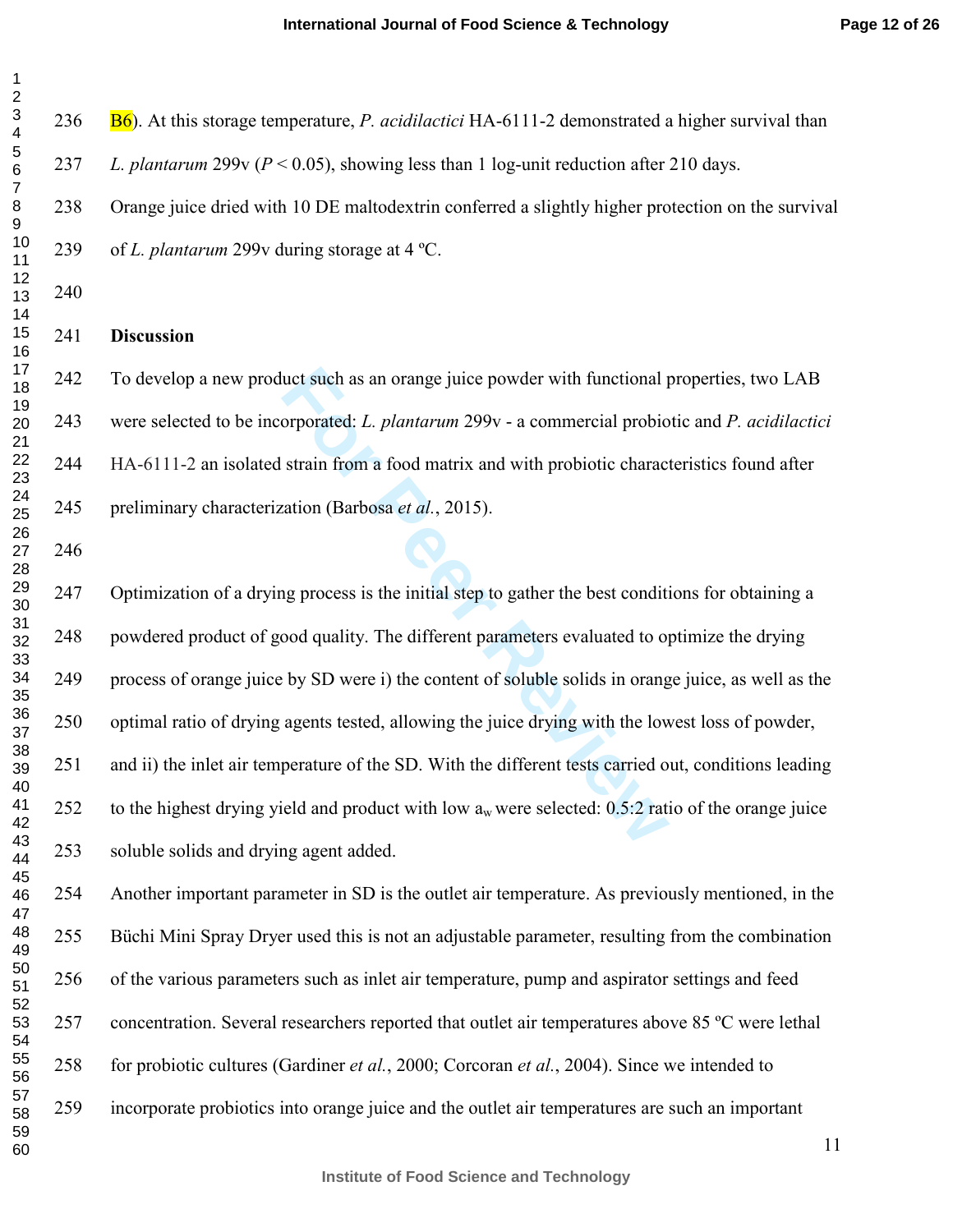B6). At this storage temperature, *P. acidilactici* HA-6111-2 demonstrated a higher survival than *L. plantarum* 299v ($P < 0.05$), showing less than 1 log-unit reduction after 210 days. Orange juice dried with 10 DE maltodextrin conferred a slightly higher protection on the survival of *L. plantarum* 299v during storage at 4 ºC.

**Discussion**

To develop a new product such as an orange juice powder with functional properties, two LAB were selected to be incorporated: *L. plantarum* 299v - a commercial probiotic and *P. acidilactici* HA-6111-2 an isolated strain from a food matrix and with probiotic characteristics found after preliminary characterization (Barbosa *et al.*, 2015).

Optimization of a drying process is the initial step to gather the best conditions for obtaining a powdered product of good quality. The different parameters evaluated to optimize the drying process of orange juice by SD were i) the content of soluble solids in orange juice, as well as the optimal ratio of drying agents tested, allowing the juice drying with the lowest loss of powder, and ii) the inlet air temperature of the SD. With the different tests carried out, conditions leading to the highest drying yield and product with low $a_w$ were selected: 0.5:2 ratio of the orange juice soluble solids and drying agent added.

Another important parameter in SD is the outlet air temperature. As previously mentioned, in the Büchi Mini Spray Dryer used this is not an adjustable parameter, resulting from the combination of the various parameters such as inlet air temperature, pump and aspirator settings and feed concentration. Several researchers reported that outlet air temperatures above 85 ºC were lethal for probiotic cultures (Gardiner *et al.*, 2000; Corcoran *et al.*, 2004). Since we intended to incorporate probiotics into orange juice and the outlet air temperatures are such an important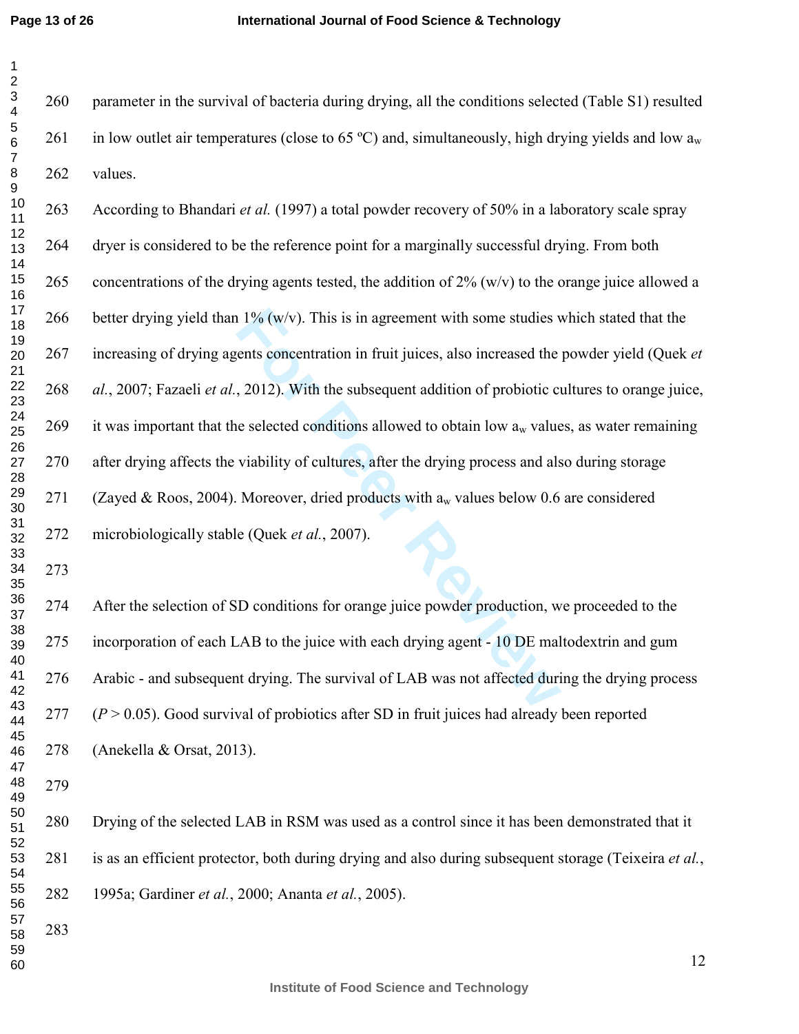parameter in the survival of bacteria during drying, all the conditions selected (Table S1) resulted in low outlet air temperatures (close to 65 ºC) and, simultaneously, high drying yields and low $a_w$ values.

According to Bhandari *et al.* (1997) a total powder recovery of 50% in a laboratory scale spray dryer is considered to be the reference point for a marginally successful drying. From both concentrations of the drying agents tested, the addition of 2% (w/v) to the orange juice allowed a better drying yield than 1% (w/v). This is in agreement with some studies which stated that the increasing of drying agents concentration in fruit juices, also increased the powder yield (Quek *et al.*, 2007; Fazaeli *et al.*, 2012). With the subsequent addition of probiotic cultures to orange juice, it was important that the selected conditions allowed to obtain low $a_w$ values, as water remaining after drying affects the viability of cultures, after the drying process and also during storage (Zayed & Roos, 2004). Moreover, dried products with $a_w$ values below 0.6 are considered microbiologically stable (Quek *et al.*, 2007).

After the selection of SD conditions for orange juice powder production, we proceeded to the incorporation of each LAB to the juice with each drying agent - 10 DE maltodextrin and gum Arabic - and subsequent drying. The survival of LAB was not affected during the drying process ($P > 0.05$). Good survival of probiotics after SD in fruit juices had already been reported (Anekella & Orsat, 2013).

Drying of the selected LAB in RSM was used as a control since it has been demonstrated that it is as an efficient protector, both during drying and also during subsequent storage (Teixeira *et al.*, 1995a; Gardiner *et al.*, 2000; Ananta *et al.*, 2005).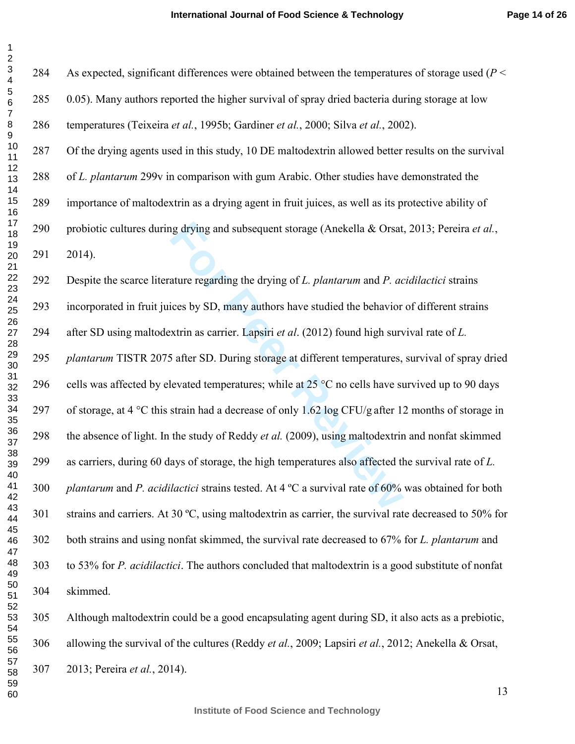As expected, significant differences were obtained between the temperatures of storage used ($P < 0.05$). Many authors reported the higher survival of spray dried bacteria during storage at low temperatures (Teixeira *et al.*, 1995b; Gardiner *et al.*, 2000; Silva *et al.*, 2002).

Of the drying agents used in this study, 10 DE maltodextrin allowed better results on the survival of *L. plantarum* 299v in comparison with gum Arabic. Other studies have demonstrated the importance of maltodextrin as a drying agent in fruit juices, as well as its protective ability of probiotic cultures during drying and subsequent storage (Anekella & Orsat, 2013; Pereira *et al.*, 2014).

Despite the scarce literature regarding the drying of *L. plantarum* and *P. acidilactici* strains incorporated in fruit juices by SD, many authors have studied the behavior of different strains after SD using maltodextrin as carrier. Lapsiri *et al*. (2012) found high survival rate of *L. plantarum* TISTR 2075 after SD. During storage at different temperatures, survival of spray dried cells was affected by elevated temperatures; while at 25 °C no cells have survived up to 90 days of storage, at 4 °C this strain had a decrease of only 1.62 log CFU/g after 12 months of storage in the absence of light. In the study of Reddy *et al.* (2009), using maltodextrin and nonfat skimmed as carriers, during 60 days of storage, the high temperatures also affected the survival rate of *L. plantarum* and *P. acidilactici* strains tested. At 4 ºC a survival rate of 60% was obtained for both strains and carriers. At 30 ºC, using maltodextrin as carrier, the survival rate decreased to 50% for both strains and using nonfat skimmed, the survival rate decreased to 67% for *L. plantarum* and to 53% for *P. acidilactici*. The authors concluded that maltodextrin is a good substitute of nonfat skimmed.

Although maltodextrin could be a good encapsulating agent during SD, it also acts as a prebiotic, allowing the survival of the cultures (Reddy *et al.*, 2009; Lapsiri *et al.*, 2012; Anekella & Orsat, 2013; Pereira *et al.*, 2014).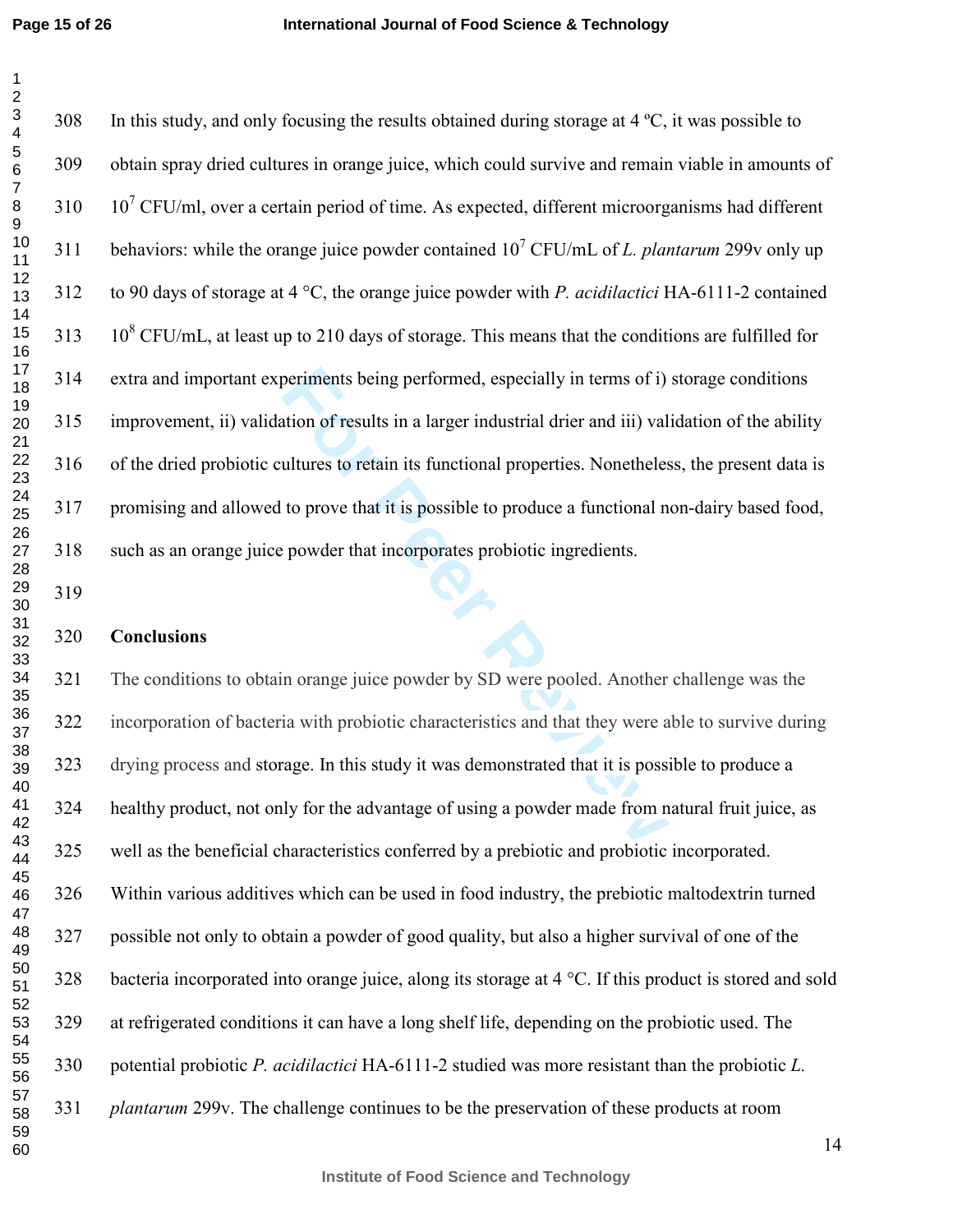In this study, and only focusing the results obtained during storage at 4 ºC, it was possible to obtain spray dried cultures in orange juice, which could survive and remain viable in amounts of $10^7$ CFU/ml, over a certain period of time. As expected, different microorganisms had different behaviors: while the orange juice powder contained $10^7$ CFU/mL of *L. plantarum* 299v only up to 90 days of storage at 4 °C, the orange juice powder with *P. acidilactici* HA-6111-2 contained $10^8$ CFU/mL, at least up to 210 days of storage. This means that the conditions are fulfilled for extra and important experiments being performed, especially in terms of i) storage conditions improvement, ii) validation of results in a larger industrial drier and iii) validation of the ability of the dried probiotic cultures to retain its functional properties. Nonetheless, the present data is promising and allowed to prove that it is possible to produce a functional non-dairy based food, such as an orange juice powder that incorporates probiotic ingredients.

## Conclusions

The conditions to obtain orange juice powder by SD were pooled. Another challenge was the incorporation of bacteria with probiotic characteristics and that they were able to survive during drying process and storage. In this study it was demonstrated that it is possible to produce a healthy product, not only for the advantage of using a powder made from natural fruit juice, as well as the beneficial characteristics conferred by a prebiotic and probiotic incorporated. Within various additives which can be used in food industry, the prebiotic maltodextrin turned possible not only to obtain a powder of good quality, but also a higher survival of one of the bacteria incorporated into orange juice, along its storage at 4 °C. If this product is stored and sold at refrigerated conditions it can have a long shelf life, depending on the probiotic used. The potential probiotic *P. acidilactici* HA-6111-2 studied was more resistant than the probiotic *L. plantarum* 299v. The challenge continues to be the preservation of these products at room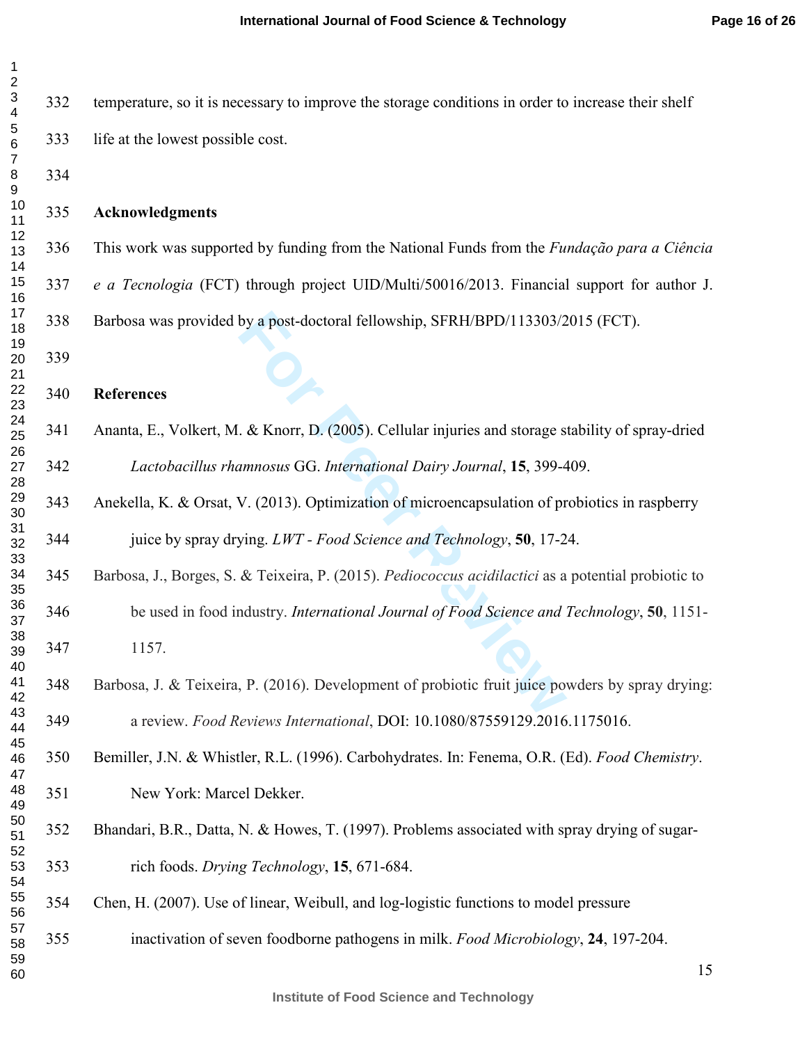temperature, so it is necessary to improve the storage conditions in order to increase their shelf life at the lowest possible cost.

## Acknowledgments

This work was supported by funding from the National Funds from the *Fundação para a Ciência e a Tecnologia* (FCT) through project UID/Multi/50016/2013. Financial support for author J. Barbosa was provided by a post-doctoral fellowship, SFRH/BPD/113303/2015 (FCT).

## References

Ananta, E., Volkert, M. & Knorr, D. (2005). Cellular injuries and storage stability of spray-dried *Lactobacillus rhamnosus* GG. *International Dairy Journal*, **15**, 399-409.

Anekella, K. & Orsat, V. (2013). Optimization of microencapsulation of probiotics in raspberry juice by spray drying. *LWT - Food Science and Technology*, **50**, 17-24.

Barbosa, J., Borges, S. & Teixeira, P. (2015). *Pediococcus acidilactici* as a potential probiotic to be used in food industry. *International Journal of Food Science and Technology*, **50**, 1151-1157.

Barbosa, J. & Teixeira, P. (2016). Development of probiotic fruit juice powders by spray drying: a review. *Food Reviews International*, DOI: 10.1080/87559129.2016.1175016.

Bemiller, J.N. & Whistler, R.L. (1996). Carbohydrates. In: Fenema, O.R. (Ed). *Food Chemistry*. New York: Marcel Dekker.

Bhandari, B.R., Datta, N. & Howes, T. (1997). Problems associated with spray drying of sugar-rich foods. *Drying Technology*, **15**, 671-684.

Chen, H. (2007). Use of linear, Weibull, and log-logistic functions to model pressure inactivation of seven foodborne pathogens in milk. *Food Microbiology*, **24**, 197-204.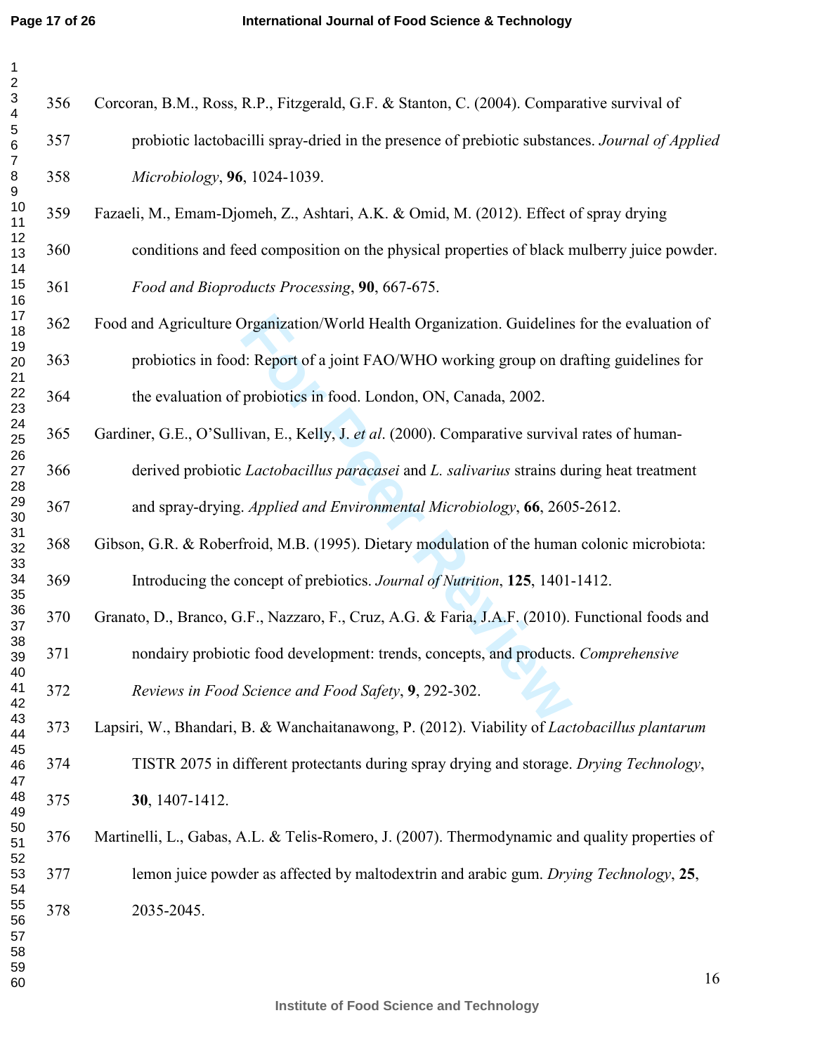Corcoran, B.M., Ross, R.P., Fitzgerald, G.F. & Stanton, C. (2004). Comparative survival of probiotic lactobacilli spray-dried in the presence of prebiotic substances. *Journal of Applied Microbiology*, **96**, 1024-1039.

Fazaeli, M., Emam-Djomeh, Z., Ashtari, A.K. & Omid, M. (2012). Effect of spray drying conditions and feed composition on the physical properties of black mulberry juice powder. *Food and Bioproducts Processing*, **90**, 667-675.

Food and Agriculture Organization/World Health Organization. Guidelines for the evaluation of probiotics in food: Report of a joint FAO/WHO working group on drafting guidelines for the evaluation of probiotics in food. London, ON, Canada, 2002.

Gardiner, G.E., O'Sullivan, E., Kelly, J. *et al*. (2000). Comparative survival rates of human-derived probiotic *Lactobacillus paracasei* and *L. salivarius* strains during heat treatment and spray-drying. *Applied and Environmental Microbiology*, **66**, 2605-2612.

Gibson, G.R. & Roberfroid, M.B. (1995). Dietary modulation of the human colonic microbiota: Introducing the concept of prebiotics. *Journal of Nutrition*, **125**, 1401-1412.

Granato, D., Branco, G.F., Nazzaro, F., Cruz, A.G. & Faria, J.A.F. (2010). Functional foods and nondairy probiotic food development: trends, concepts, and products. *Comprehensive Reviews in Food Science and Food Safety*, **9**, 292-302.

Lapsiri, W., Bhandari, B. & Wanchaitanawong, P. (2012). Viability of *Lactobacillus plantarum* TISTR 2075 in different protectants during spray drying and storage. *Drying Technology*, **30**, 1407-1412.

Martinelli, L., Gabas, A.L. & Telis-Romero, J. (2007). Thermodynamic and quality properties of lemon juice powder as affected by maltodextrin and arabic gum. *Drying Technology*, **25**, 2035-2045.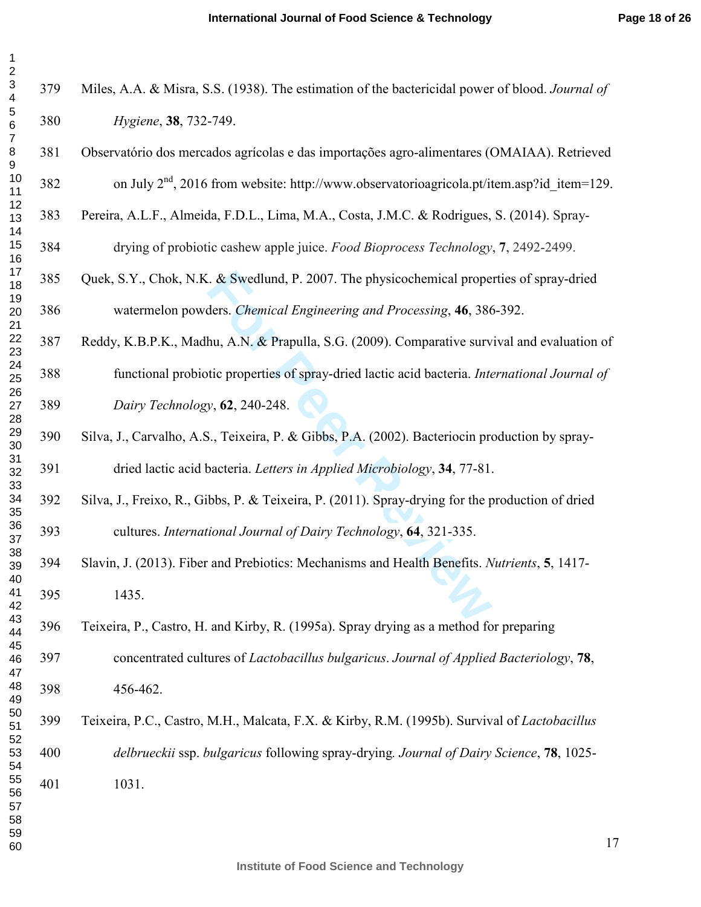Miles, A.A. & Misra, S.S. (1938). The estimation of the bactericidal power of blood. *Journal of Hygiene*, **38**, 732-749.

Observatório dos mercados agrícolas e das importações agro-alimentares (OMAIAA). Retrieved on July 2nd, 2016 from website: http://www.observatorioagricola.pt/item.asp?id_item=129.

Pereira, A.L.F., Almeida, F.D.L., Lima, M.A., Costa, J.M.C. & Rodrigues, S. (2014). Spray-drying of probiotic cashew apple juice. *Food Bioprocess Technology*, **7**, 2492-2499.

Quek, S.Y., Chok, N.K. & Swedlund, P. 2007. The physicochemical properties of spray-dried watermelon powders. *Chemical Engineering and Processing*, **46**, 386-392.

Reddy, K.B.P.K., Madhu, A.N. & Prapulla, S.G. (2009). Comparative survival and evaluation of functional probiotic properties of spray-dried lactic acid bacteria. *International Journal of Dairy Technology*, **62**, 240-248.

Silva, J., Carvalho, A.S., Teixeira, P. & Gibbs, P.A. (2002). Bacteriocin production by spray-dried lactic acid bacteria. *Letters in Applied Microbiology*, **34**, 77-81.

Silva, J., Freixo, R., Gibbs, P. & Teixeira, P. (2011). Spray-drying for the production of dried cultures. *International Journal of Dairy Technology*, **64**, 321-335.

Slavin, J. (2013). Fiber and Prebiotics: Mechanisms and Health Benefits. *Nutrients*, **5**, 1417-1435.

Teixeira, P., Castro, H. and Kirby, R. (1995a). Spray drying as a method for preparing concentrated cultures of *Lactobacillus bulgaricus*. *Journal of Applied Bacteriology*, **78**, 456-462.

Teixeira, P.C., Castro, M.H., Malcata, F.X. & Kirby, R.M. (1995b). Survival of *Lactobacillus delbrueckii* ssp. *bulgaricus* following spray-drying. *Journal of Dairy Science*, **78**, 1025-1031.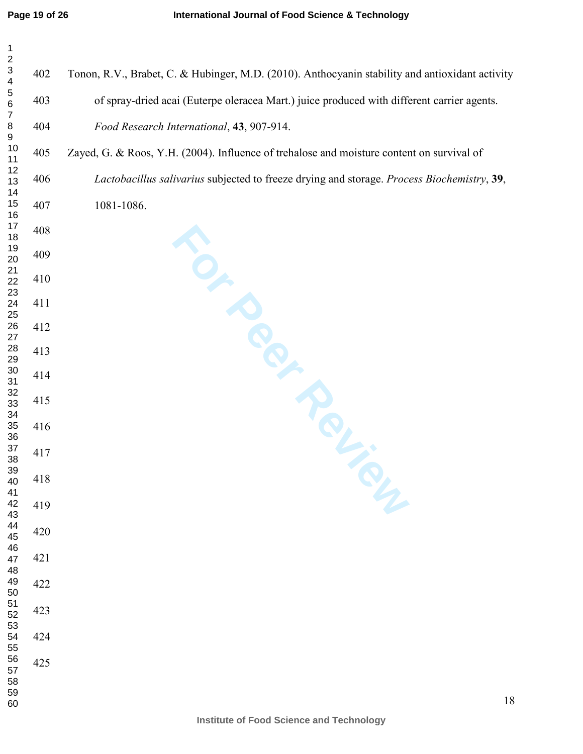Tonon, R.V., Brabet, C. & Hubinger, M.D. (2010). Anthocyanin stability and antioxidant activity of spray-dried acai (Euterpe oleracea Mart.) juice produced with different carrier agents. *Food Research International*, **43**, 907-914.

Zayed, G. & Roos, Y.H. (2004). Influence of trehalose and moisture content on survival of *Lactobacillus salivarius* subjected to freeze drying and storage. *Process Biochemistry*, **39**, 1081-1086.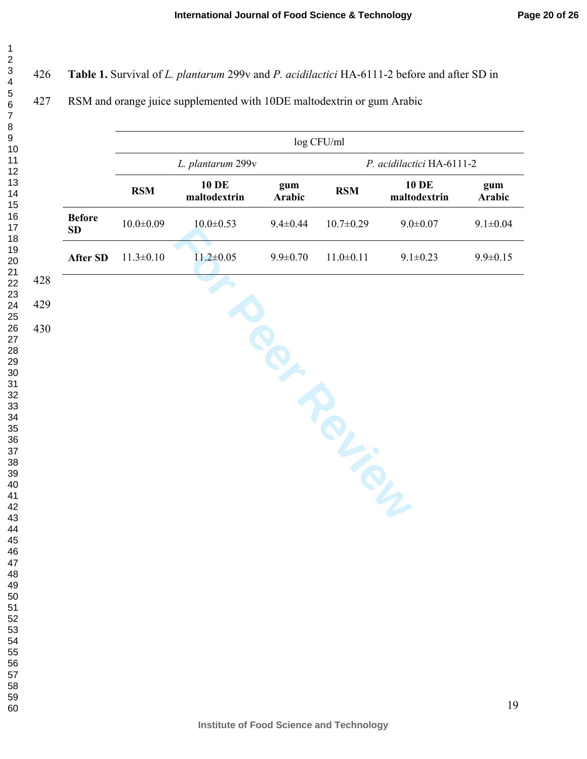**Table 1.** Survival of *L. plantarum* 299v and *P. acidilactici* HA-6111-2 before and after SD in RSM and orange juice supplemented with 10DE maltodextrin or gum Arabic

| | log CFU/ml | | | | | |
|---|---|---|---|---|---|---|
| | *L. plantarum* 299v | | | *P. acidilactici* HA-6111-2 | | |
| | **RSM** | **10 DE maltodextrin** | **gum Arabic** | **RSM** | **10 DE maltodextrin** | **gum Arabic** |
| **Before SD** | 10.0±0.09 | 10.0±0.53 | 9.4±0.44 | 10.7±0.29 | 9.0±0.07 | 9.1±0.04 |
| **After SD** | 11.3±0.10 | 11.2±0.05 | 9.9±0.70 | 11.0±0.11 | 9.1±0.23 | 9.9±0.15 |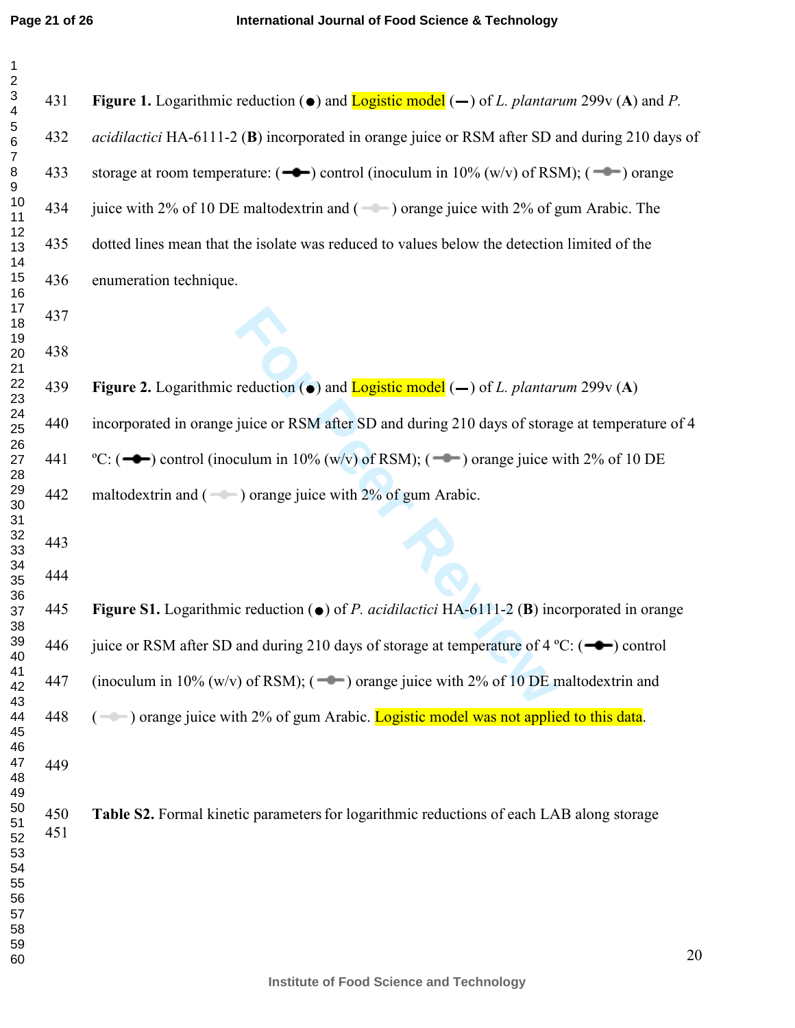**Figure 1.** Logarithmic reduction (●) and Logistic model (—) of *L. plantarum* 299v (**A**) and *P. acidilactici* HA-6111-2 (**B**) incorporated in orange juice or RSM after SD and during 210 days of storage at room temperature: (━●━) control (inoculum in 10% (w/v) of RSM); (━●━) orange juice with 2% of 10 DE maltodextrin and (━●━) orange juice with 2% of gum Arabic. The dotted lines mean that the isolate was reduced to values below the detection limited of the enumeration technique.

**Figure 2.** Logarithmic reduction (●) and Logistic model (—) of *L. plantarum* 299v (**A**) incorporated in orange juice or RSM after SD and during 210 days of storage at temperature of 4 ºC: (━●━) control (inoculum in 10% (w/v) of RSM); (━●━) orange juice with 2% of 10 DE maltodextrin and (━●━) orange juice with 2% of gum Arabic.

**Figure S1.** Logarithmic reduction (●) of *P. acidilactici* HA-6111-2 (**B**) incorporated in orange juice or RSM after SD and during 210 days of storage at temperature of 4 ºC: (━●━) control (inoculum in 10% (w/v) of RSM); (━●━) orange juice with 2% of 10 DE maltodextrin and (━●━) orange juice with 2% of gum Arabic. Logistic model was not applied to this data.

**Table S2.** Formal kinetic parameters for logarithmic reductions of each LAB along storage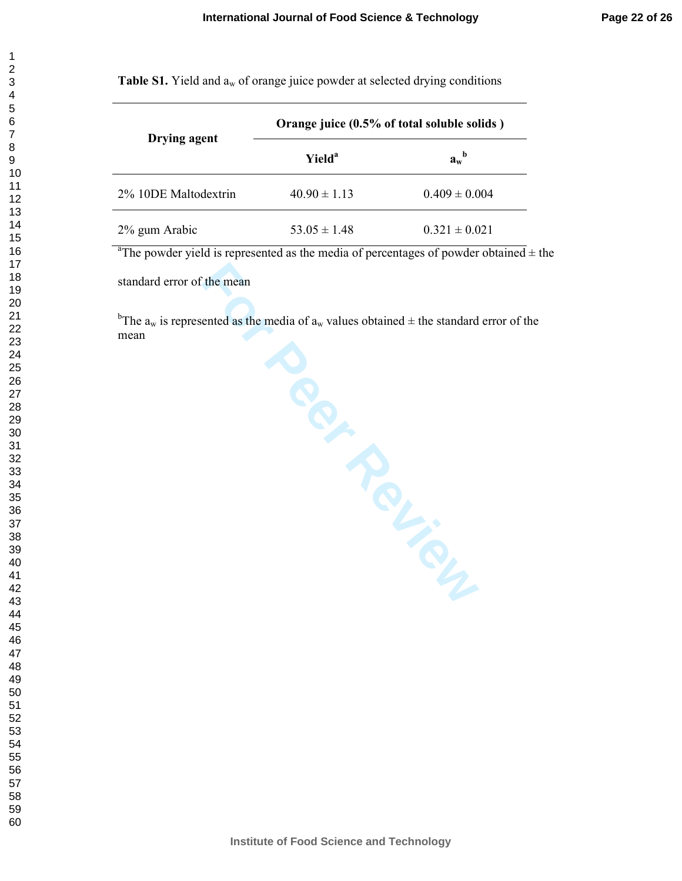**Table S1.** Yield and $a_w$ of orange juice powder at selected drying conditions

| Drying agent | Orange juice (0.5% of total soluble solids ) | |
|---|---|---|
| | Yield[a] | $a_w$[b] |
| 2% 10DE Maltodextrin | 40.90 ± 1.13 | 0.409 ± 0.004 |
| 2% gum Arabic | 53.05 ± 1.48 | 0.321 ± 0.021 |

[a]The powder yield is represented as the media of percentages of powder obtained ± the standard error of the mean

[b]The $a_w$ is represented as the media of $a_w$ values obtained ± the standard error of the mean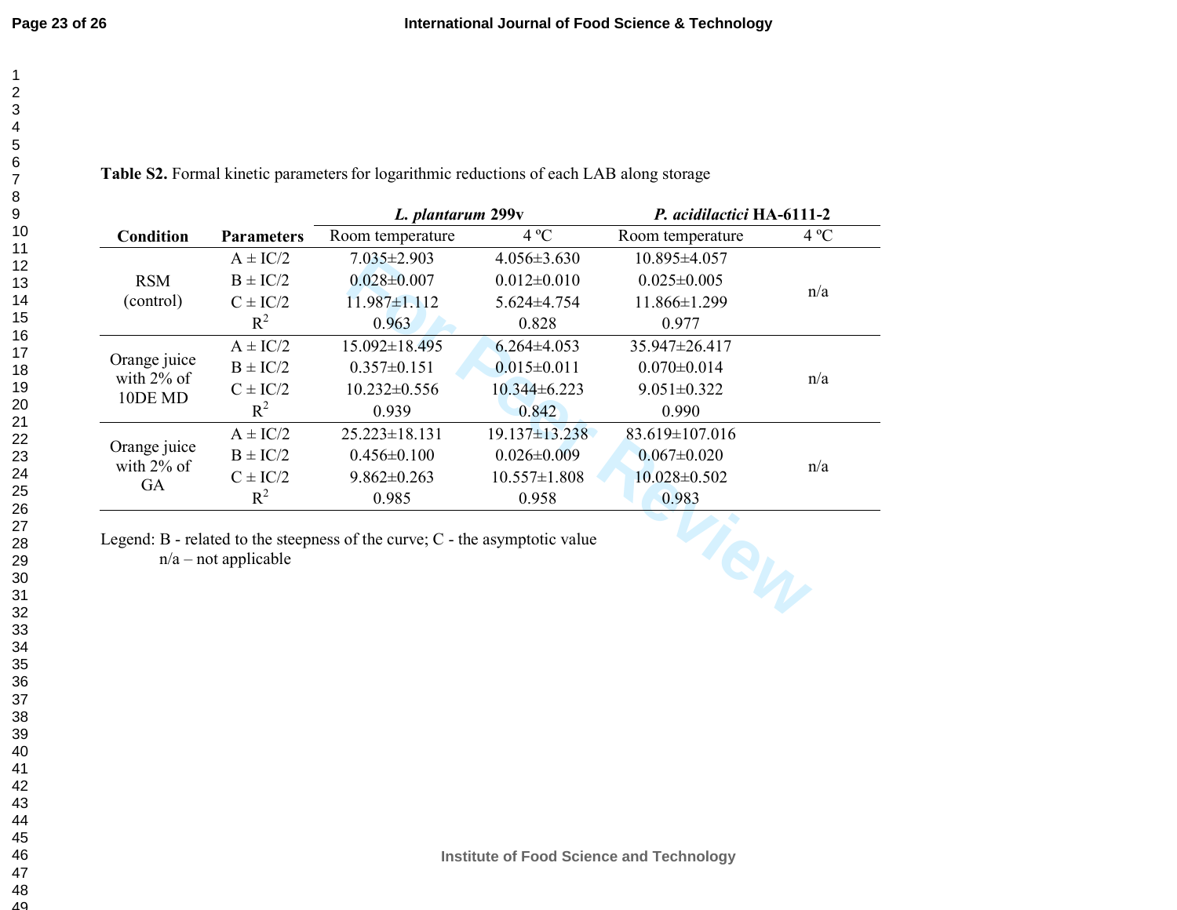**Table S2.** Formal kinetic parameters for logarithmic reductions of each LAB along storage

| Condition | Parameters | *L. plantarum* 299v | | *P. acidilactici* HA-6111-2 | |
|---|---|---|---|---|---|
| | | Room temperature | 4 ºC | Room temperature | 4 ºC |
| RSM (control) | A ± IC/2 | 7.035±2.903 | 4.056±3.630 | 10.895±4.057 | n/a |
| | B ± IC/2 | 0.028±0.007 | 0.012±0.010 | 0.025±0.005 | |
| | C ± IC/2 | 11.987±1.112 | 5.624±4.754 | 11.866±1.299 | |
| | $R^2$ | 0.963 | 0.828 | 0.977 | |
| Orange juice with 2% of 10DE MD | A ± IC/2 | 15.092±18.495 | 6.264±4.053 | 35.947±26.417 | n/a |
| | B ± IC/2 | 0.357±0.151 | 0.015±0.011 | 0.070±0.014 | |
| | C ± IC/2 | 10.232±0.556 | 10.344±6.223 | 9.051±0.322 | |
| | $R^2$ | 0.939 | 0.842 | 0.990 | |
| Orange juice with 2% of GA | A ± IC/2 | 25.223±18.131 | 19.137±13.238 | 83.619±107.016 | n/a |
| | B ± IC/2 | 0.456±0.100 | 0.026±0.009 | 0.067±0.020 | |
| | C ± IC/2 | 9.862±0.263 | 10.557±1.808 | 10.028±0.502 | |
| | $R^2$ | 0.985 | 0.958 | 0.983 | |

Legend: B - related to the steepness of the curve; C - the asymptotic value
n/a – not applicable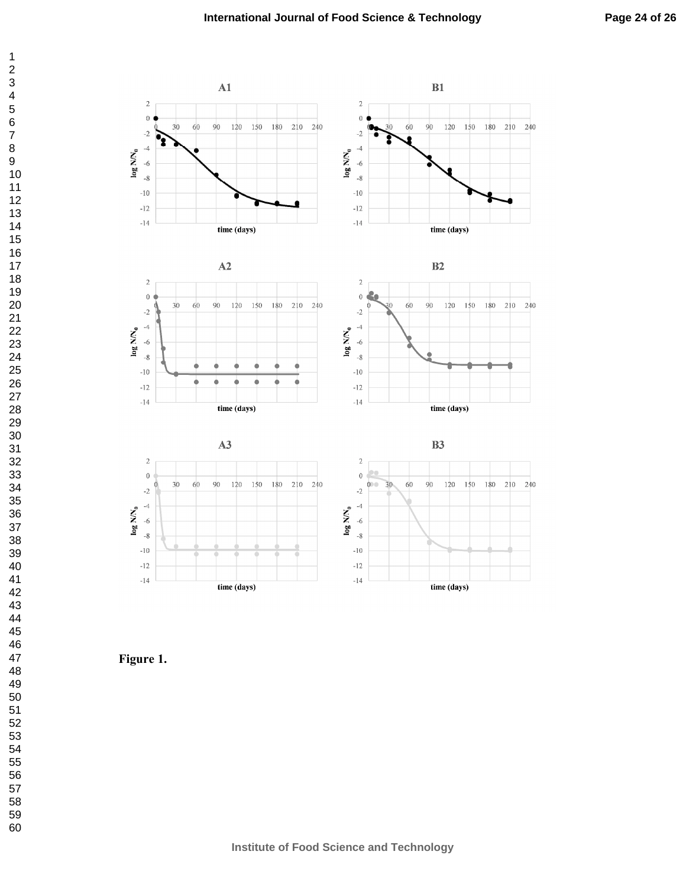Figure 1.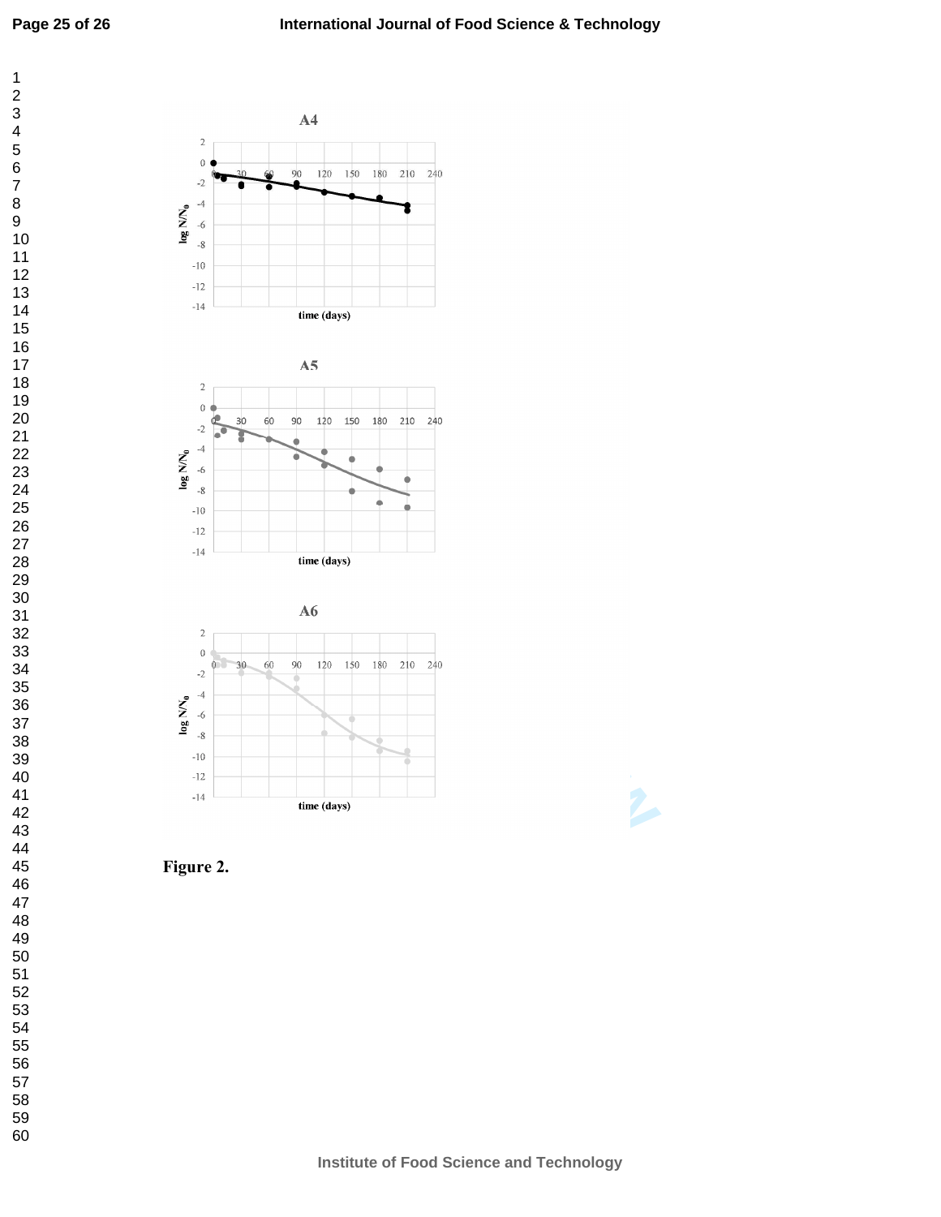A4

log N/N$_0$

time (days)

A5

log N/N$_0$

time (days)

A6

log N/N$_0$

time (days)

**Figure 2.**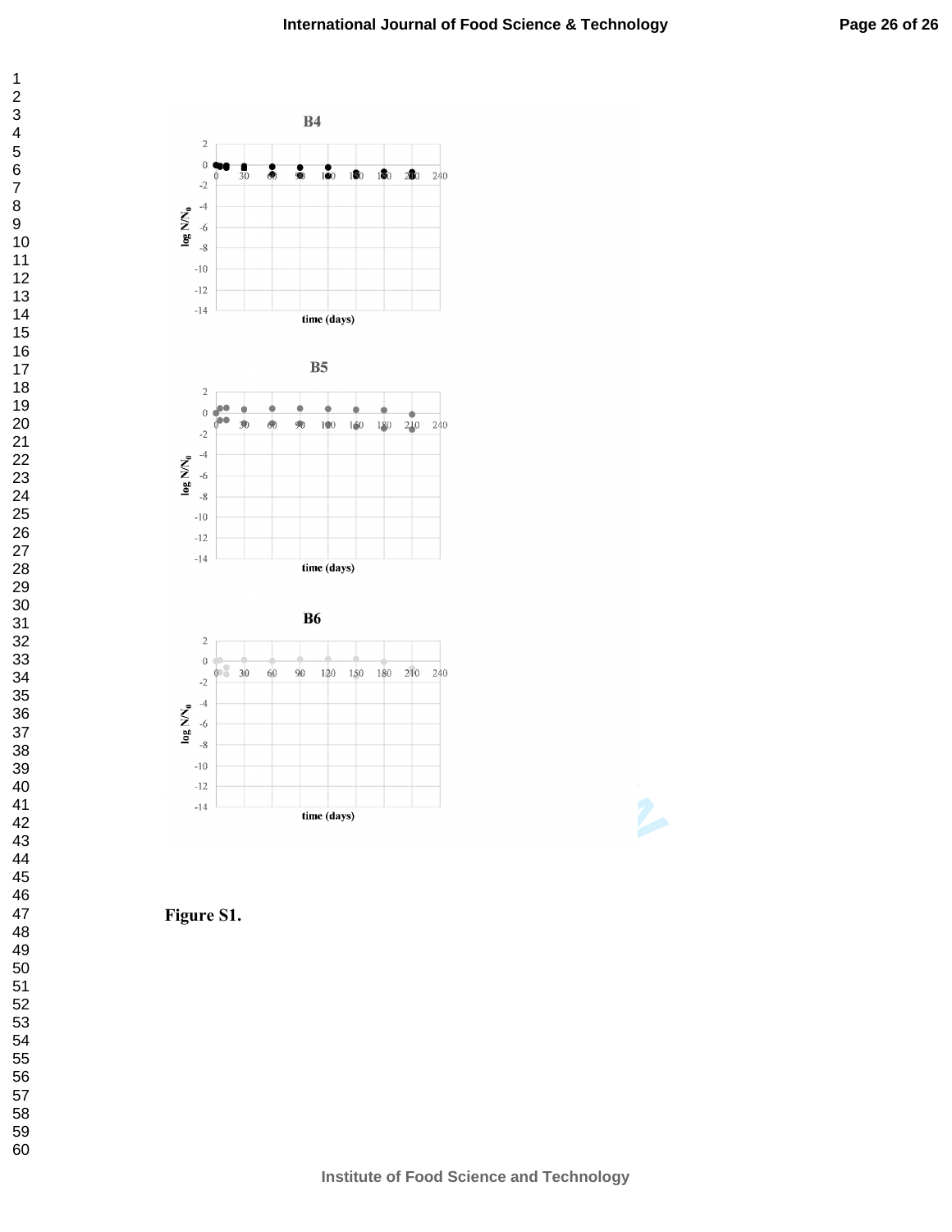B4

2
0
-2
-4
-6
-8
-10
-12
-14

0 30 60 90 120 150 180 210 240

log $N/N_0$

time (days)

B5

2
0
-2
-4
-6
-8
-10
-12
-14

0 30 60 90 120 150 180 210 240

log $N/N_0$

time (days)

B6

2
0
-2
-4
-6
-8
-10
-12
-14

0 30 60 90 120 150 180 210 240

log $N/N_0$

time (days)

**Figure S1.**